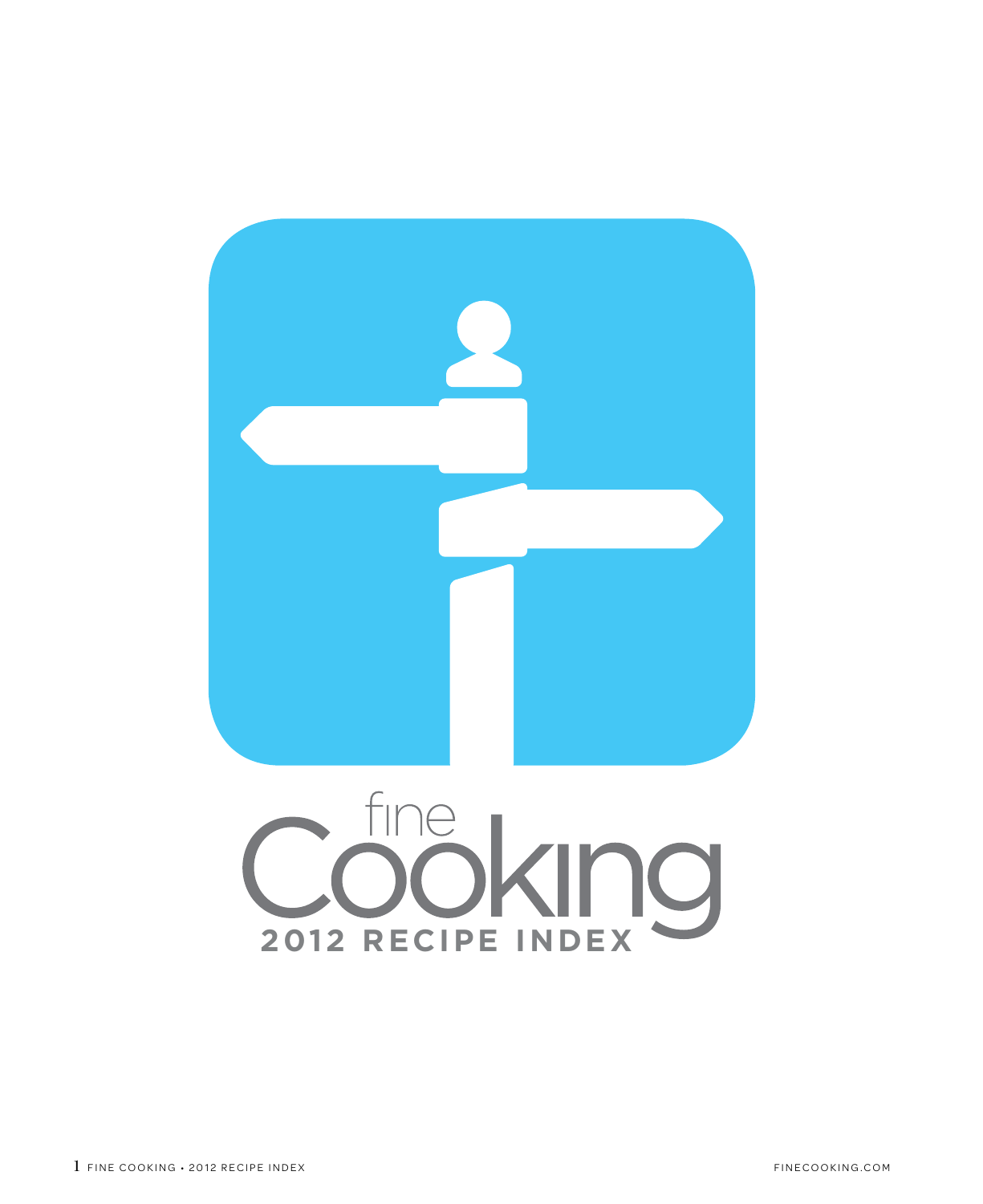# fine Cooking

## 2012 RECIPE INDEX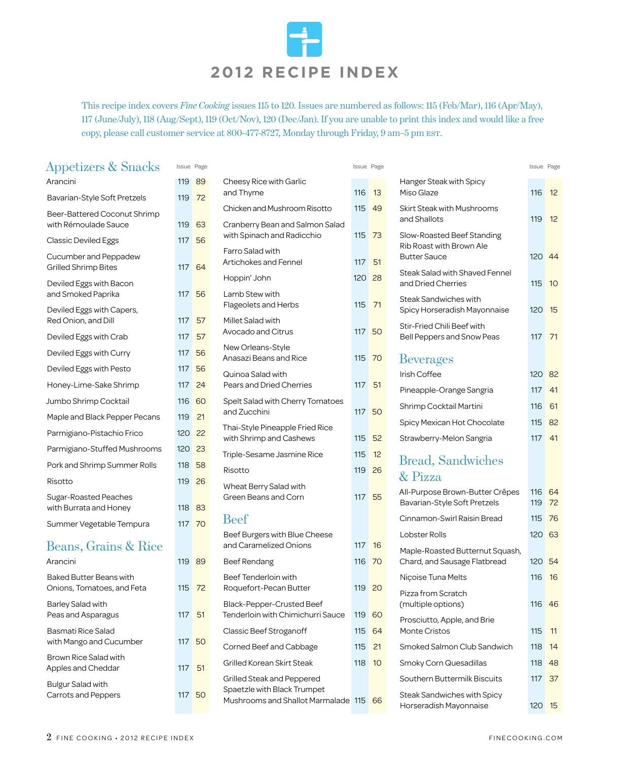# 2012 RECIPE INDEX

This recipe index covers *Fine Cooking* issues 115 to 120. Issues are numbered as follows: 115 (Feb/Mar), 116 (Apr/May), 117 (June/July), 118 (Aug/Sept), 119 (Oct/Nov), 120 (Dec/Jan). If you are unable to print this index and would like a free copy, please call customer service at 800-477-8727, Monday through Friday, 9 am–5 pm EST.

## Appetizers & Snacks

| Recipe | Issue | Page |
|---|---|---|
| Arancini | 119 | 89 |
| Bavarian-Style Soft Pretzels | 119 | 72 |
| Beer-Battered Coconut Shrimp with Rémoulade Sauce | 119 | 63 |
| Classic Deviled Eggs | 117 | 56 |
| Cucumber and Peppadew Grilled Shrimp Bites | 117 | 64 |
| Deviled Eggs with Bacon and Smoked Paprika | 117 | 56 |
| Deviled Eggs with Capers, Red Onion, and Dill | 117 | 57 |
| Deviled Eggs with Crab | 117 | 57 |
| Deviled Eggs with Curry | 117 | 56 |
| Deviled Eggs with Pesto | 117 | 56 |
| Honey-Lime-Sake Shrimp | 117 | 24 |
| Jumbo Shrimp Cocktail | 116 | 60 |
| Maple and Black Pepper Pecans | 119 | 21 |
| Parmigiano-Pistachio Frico | 120 | 22 |
| Parmigiano-Stuffed Mushrooms | 120 | 23 |
| Pork and Shrimp Summer Rolls | 118 | 58 |
| Risotto | 119 | 26 |
| Sugar-Roasted Peaches with Burrata and Honey | 118 | 83 |
| Summer Vegetable Tempura | 117 | 70 |

## Beans, Grains & Rice

| Recipe | Issue | Page |
|---|---|---|
| Arancini | 119 | 89 |
| Baked Butter Beans with Onions, Tomatoes, and Feta | 115 | 72 |
| Barley Salad with Peas and Asparagus | 117 | 51 |
| Basmati Rice Salad with Mango and Cucumber | 117 | 50 |
| Brown Rice Salad with Apples and Cheddar | 117 | 51 |
| Bulgur Salad with Carrots and Peppers | 117 | 50 |
| Cheesy Rice with Garlic and Thyme | 116 | 13 |
| Chicken and Mushroom Risotto | 115 | 49 |
| Cranberry Bean and Salmon Salad with Spinach and Radicchio | 115 | 73 |
| Farro Salad with Artichokes and Fennel | 117 | 51 |
| Hoppin' John | 120 | 28 |
| Lamb Stew with Flageolets and Herbs | 115 | 71 |
| Millet Salad with Avocado and Citrus | 117 | 50 |
| New Orleans-Style Anasazi Beans and Rice | 115 | 70 |
| Quinoa Salad with Pears and Dried Cherries | 117 | 51 |
| Spelt Salad with Cherry Tomatoes and Zucchini | 117 | 50 |
| Thai-Style Pineapple Fried Rice with Shrimp and Cashews | 115 | 52 |
| Triple-Sesame Jasmine Rice | 115 | 12 |
| Risotto | 119 | 26 |
| Wheat Berry Salad with Green Beans and Corn | 117 | 55 |

## Beef

| Recipe | Issue | Page |
|---|---|---|
| Beef Burgers with Blue Cheese and Caramelized Onions | 117 | 16 |
| Beef Rendang | 116 | 70 |
| Beef Tenderloin with Roquefort-Pecan Butter | 119 | 20 |
| Black-Pepper-Crusted Beef Tenderloin with Chimichurri Sauce | 119 | 60 |
| Classic Beef Stroganoff | 115 | 64 |
| Corned Beef and Cabbage | 115 | 21 |
| Grilled Korean Skirt Steak | 118 | 10 |
| Grilled Steak and Peppered Spaetzle with Black Trumpet Mushrooms and Shallot Marmalade | 115 | 66 |
| Hanger Steak with Spicy Miso Glaze | 116 | 12 |
| Skirt Steak with Mushrooms and Shallots | 119 | 12 |
| Slow-Roasted Beef Standing Rib Roast with Brown Ale Butter Sauce | 120 | 44 |
| Steak Salad with Shaved Fennel and Dried Cherries | 115 | 10 |
| Steak Sandwiches with Spicy Horseradish Mayonnaise | 120 | 15 |
| Stir-Fried Chili Beef with Bell Peppers and Snow Peas | 117 | 71 |

## Beverages

| Recipe | Issue | Page |
|---|---|---|
| Irish Coffee | 120 | 82 |
| Pineapple-Orange Sangria | 117 | 41 |
| Shrimp Cocktail Martini | 116 | 61 |
| Spicy Mexican Hot Chocolate | 115 | 82 |
| Strawberry-Melon Sangria | 117 | 41 |

## Bread, Sandwiches & Pizza

| Recipe | Issue | Page |
|---|---|---|
| All-Purpose Brown-Butter Crêpes | 116 | 64 |
| Bavarian-Style Soft Pretzels | 119 | 72 |
| Cinnamon-Swirl Raisin Bread | 115 | 76 |
| Lobster Rolls | 120 | 63 |
| Maple-Roasted Butternut Squash, Chard, and Sausage Flatbread | 120 | 54 |
| Niçoise Tuna Melts | 116 | 16 |
| Pizza from Scratch (multiple options) | 116 | 46 |
| Prosciutto, Apple, and Brie Monte Cristos | 115 | 11 |
| Smoked Salmon Club Sandwich | 118 | 14 |
| Smoky Corn Quesadillas | 118 | 48 |
| Southern Buttermilk Biscuits | 117 | 37 |
| Steak Sandwiches with Spicy Horseradish Mayonnaise | 120 | 15 |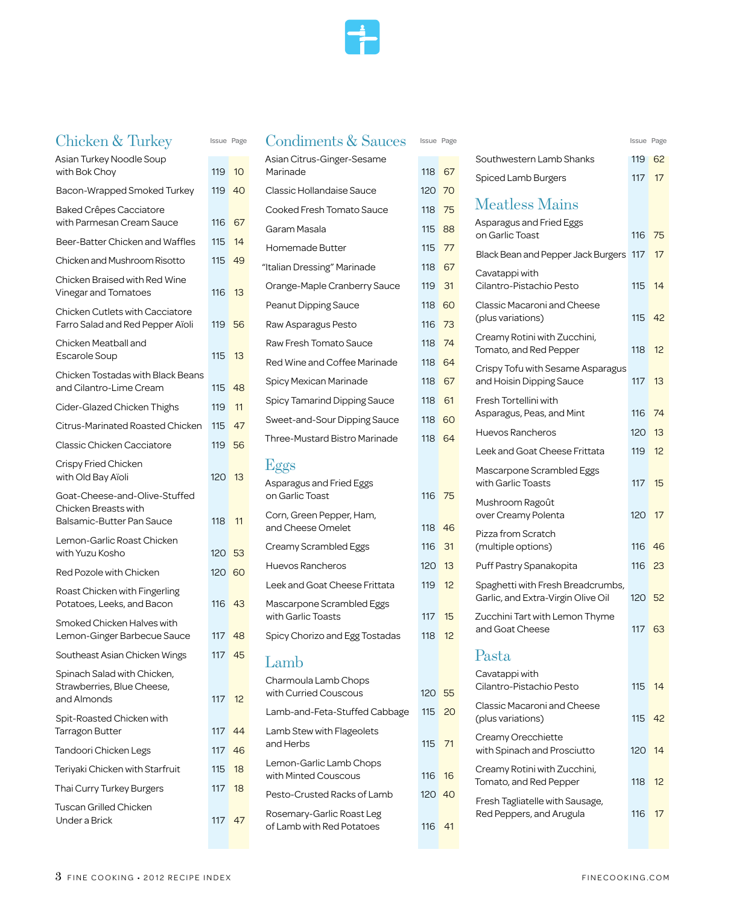## Chicken & Turkey

| | Issue | Page |
|---|---|---|
| Asian Turkey Noodle Soup with Bok Choy | 119 | 10 |
| Bacon-Wrapped Smoked Turkey | 119 | 40 |
| Baked Crêpes Cacciatore with Parmesan Cream Sauce | 116 | 67 |
| Beer-Batter Chicken and Waffles | 115 | 14 |
| Chicken and Mushroom Risotto | 115 | 49 |
| Chicken Braised with Red Wine Vinegar and Tomatoes | 116 | 13 |
| Chicken Cutlets with Cacciatore Farro Salad and Red Pepper Aïoli | 119 | 56 |
| Chicken Meatball and Escarole Soup | 115 | 13 |
| Chicken Tostadas with Black Beans and Cilantro-Lime Cream | 115 | 48 |
| Cider-Glazed Chicken Thighs | 119 | 11 |
| Citrus-Marinated Roasted Chicken | 115 | 47 |
| Classic Chicken Cacciatore | 119 | 56 |
| Crispy Fried Chicken with Old Bay Aïoli | 120 | 13 |
| Goat-Cheese-and-Olive-Stuffed Chicken Breasts with Balsamic-Butter Pan Sauce | 118 | 11 |
| Lemon-Garlic Roast Chicken with Yuzu Kosho | 120 | 53 |
| Red Pozole with Chicken | 120 | 60 |
| Roast Chicken with Fingerling Potatoes, Leeks, and Bacon | 116 | 43 |
| Smoked Chicken Halves with Lemon-Ginger Barbecue Sauce | 117 | 48 |
| Southeast Asian Chicken Wings | 117 | 45 |
| Spinach Salad with Chicken, Strawberries, Blue Cheese, and Almonds | 117 | 12 |
| Spit-Roasted Chicken with Tarragon Butter | 117 | 44 |
| Tandoori Chicken Legs | 117 | 46 |
| Teriyaki Chicken with Starfruit | 115 | 18 |
| Thai Curry Turkey Burgers | 117 | 18 |
| Tuscan Grilled Chicken Under a Brick | 117 | 47 |

## Condiments & Sauces

| | Issue | Page |
|---|---|---|
| Asian Citrus-Ginger-Sesame Marinade | 118 | 67 |
| Classic Hollandaise Sauce | 120 | 70 |
| Cooked Fresh Tomato Sauce | 118 | 75 |
| Garam Masala | 115 | 88 |
| Homemade Butter | 115 | 77 |
| "Italian Dressing" Marinade | 118 | 67 |
| Orange-Maple Cranberry Sauce | 119 | 31 |
| Peanut Dipping Sauce | 118 | 60 |
| Raw Asparagus Pesto | 116 | 73 |
| Raw Fresh Tomato Sauce | 118 | 74 |
| Red Wine and Coffee Marinade | 118 | 64 |
| Spicy Mexican Marinade | 118 | 67 |
| Spicy Tamarind Dipping Sauce | 118 | 61 |
| Sweet-and-Sour Dipping Sauce | 118 | 60 |
| Three-Mustard Bistro Marinade | 118 | 64 |

## Eggs

| | Issue | Page |
|---|---|---|
| Asparagus and Fried Eggs on Garlic Toast | 116 | 75 |
| Corn, Green Pepper, Ham, and Cheese Omelet | 118 | 46 |
| Creamy Scrambled Eggs | 116 | 31 |
| Huevos Rancheros | 120 | 13 |
| Leek and Goat Cheese Frittata | 119 | 12 |
| Mascarpone Scrambled Eggs with Garlic Toasts | 117 | 15 |
| Spicy Chorizo and Egg Tostadas | 118 | 12 |

## Lamb

| | Issue | Page |
|---|---|---|
| Charmoula Lamb Chops with Curried Couscous | 120 | 55 |
| Lamb-and-Feta-Stuffed Cabbage | 115 | 20 |
| Lamb Stew with Flageolets and Herbs | 115 | 71 |
| Lemon-Garlic Lamb Chops with Minted Couscous | 116 | 16 |
| Pesto-Crusted Racks of Lamb | 120 | 40 |
| Rosemary-Garlic Roast Leg of Lamb with Red Potatoes | 116 | 41 |
| Southwestern Lamb Shanks | 119 | 62 |
| Spiced Lamb Burgers | 117 | 17 |

## Meatless Mains

| | Issue | Page |
|---|---|---|
| Asparagus and Fried Eggs on Garlic Toast | 116 | 75 |
| Black Bean and Pepper Jack Burgers | 117 | 17 |
| Cavatappi with Cilantro-Pistachio Pesto | 115 | 14 |
| Classic Macaroni and Cheese (plus variations) | 115 | 42 |
| Creamy Rotini with Zucchini, Tomato, and Red Pepper | 118 | 12 |
| Crispy Tofu with Sesame Asparagus and Hoisin Dipping Sauce | 117 | 13 |
| Fresh Tortellini with Asparagus, Peas, and Mint | 116 | 74 |
| Huevos Rancheros | 120 | 13 |
| Leek and Goat Cheese Frittata | 119 | 12 |
| Mascarpone Scrambled Eggs with Garlic Toasts | 117 | 15 |
| Mushroom Ragoût over Creamy Polenta | 120 | 17 |
| Pizza from Scratch (multiple options) | 116 | 46 |
| Puff Pastry Spanakopita | 116 | 23 |
| Spaghetti with Fresh Breadcrumbs, Garlic, and Extra-Virgin Olive Oil | 120 | 52 |
| Zucchini Tart with Lemon Thyme and Goat Cheese | 117 | 63 |

## Pasta

| | Issue | Page |
|---|---|---|
| Cavatappi with Cilantro-Pistachio Pesto | 115 | 14 |
| Classic Macaroni and Cheese (plus variations) | 115 | 42 |
| Creamy Orecchiette with Spinach and Prosciutto | 120 | 14 |
| Creamy Rotini with Zucchini, Tomato, and Red Pepper | 118 | 12 |
| Fresh Tagliatelle with Sausage, Red Peppers, and Arugula | 116 | 17 |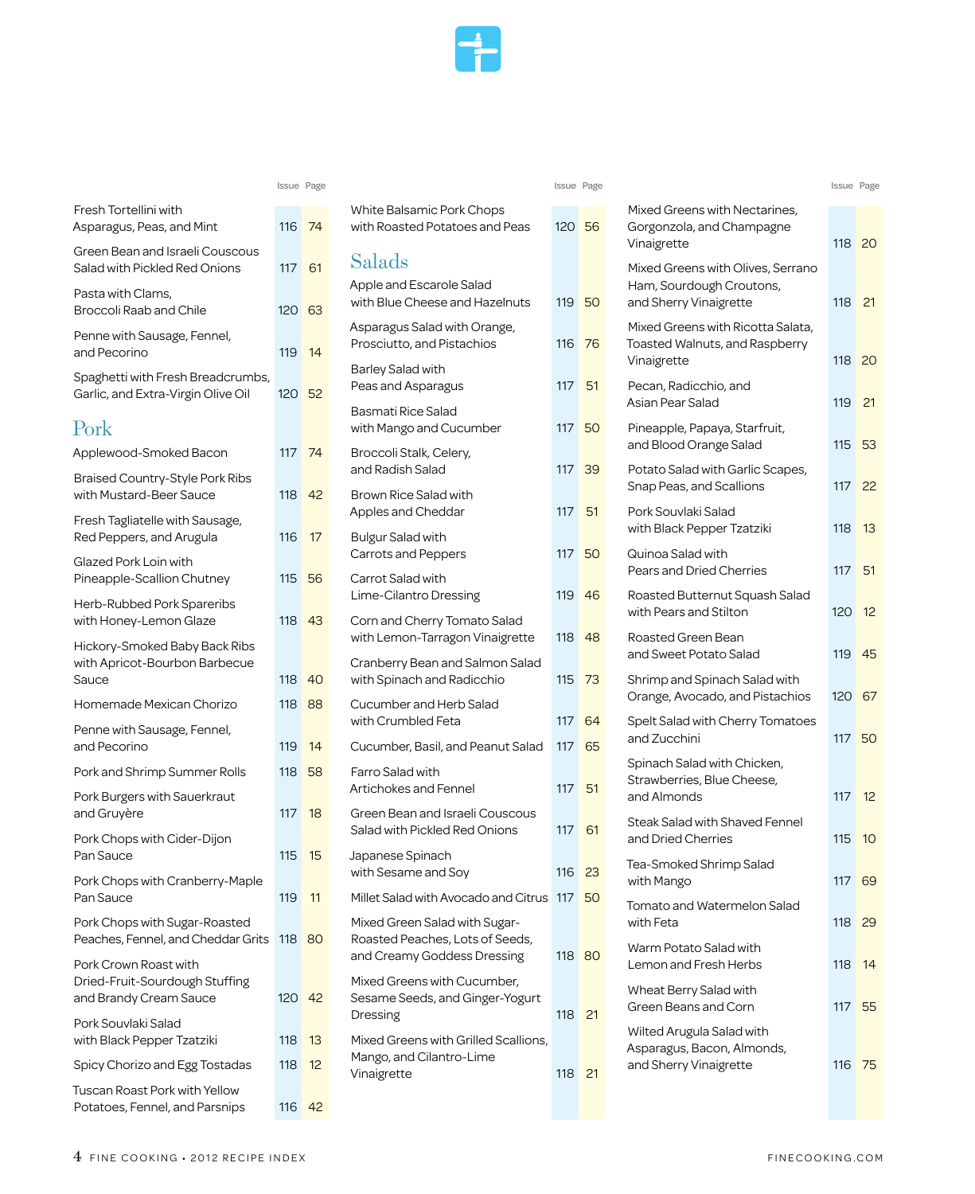| | Issue | Page |
|---|---|---|
| Fresh Tortellini with Asparagus, Peas, and Mint | 116 | 74 |
| Green Bean and Israeli Couscous Salad with Pickled Red Onions | 117 | 61 |
| Pasta with Clams, Broccoli Raab and Chile | 120 | 63 |
| Penne with Sausage, Fennel, and Pecorino | 119 | 14 |
| Spaghetti with Fresh Breadcrumbs, Garlic, and Extra-Virgin Olive Oil | 120 | 52 |

## Pork

| | Issue | Page |
|---|---|---|
| Applewood-Smoked Bacon | 117 | 74 |
| Braised Country-Style Pork Ribs with Mustard-Beer Sauce | 118 | 42 |
| Fresh Tagliatelle with Sausage, Red Peppers, and Arugula | 116 | 17 |
| Glazed Pork Loin with Pineapple-Scallion Chutney | 115 | 56 |
| Herb-Rubbed Pork Spareribs with Honey-Lemon Glaze | 118 | 43 |
| Hickory-Smoked Baby Back Ribs with Apricot-Bourbon Barbecue Sauce | 118 | 40 |
| Homemade Mexican Chorizo | 118 | 88 |
| Penne with Sausage, Fennel, and Pecorino | 119 | 14 |
| Pork and Shrimp Summer Rolls | 118 | 58 |
| Pork Burgers with Sauerkraut and Gruyère | 117 | 18 |
| Pork Chops with Cider-Dijon Pan Sauce | 115 | 15 |
| Pork Chops with Cranberry-Maple Pan Sauce | 119 | 11 |
| Pork Chops with Sugar-Roasted Peaches, Fennel, and Cheddar Grits | 118 | 80 |
| Pork Crown Roast with Dried-Fruit-Sourdough Stuffing and Brandy Cream Sauce | 120 | 42 |
| Pork Souvlaki Salad with Black Pepper Tzatziki | 118 | 13 |
| Spicy Chorizo and Egg Tostadas | 118 | 12 |
| Tuscan Roast Pork with Yellow Potatoes, Fennel, and Parsnips | 116 | 42 |
| White Balsamic Pork Chops with Roasted Potatoes and Peas | 120 | 56 |

## Salads

| | Issue | Page |
|---|---|---|
| Apple and Escarole Salad with Blue Cheese and Hazelnuts | 119 | 50 |
| Asparagus Salad with Orange, Prosciutto, and Pistachios | 116 | 76 |
| Barley Salad with Peas and Asparagus | 117 | 51 |
| Basmati Rice Salad with Mango and Cucumber | 117 | 50 |
| Broccoli Stalk, Celery, and Radish Salad | 117 | 39 |
| Brown Rice Salad with Apples and Cheddar | 117 | 51 |
| Bulgur Salad with Carrots and Peppers | 117 | 50 |
| Carrot Salad with Lime-Cilantro Dressing | 119 | 46 |
| Corn and Cherry Tomato Salad with Lemon-Tarragon Vinaigrette | 118 | 48 |
| Cranberry Bean and Salmon Salad with Spinach and Radicchio | 115 | 73 |
| Cucumber and Herb Salad with Crumbled Feta | 117 | 64 |
| Cucumber, Basil, and Peanut Salad | 117 | 65 |
| Farro Salad with Artichokes and Fennel | 117 | 51 |
| Green Bean and Israeli Couscous Salad with Pickled Red Onions | 117 | 61 |
| Japanese Spinach with Sesame and Soy | 116 | 23 |
| Millet Salad with Avocado and Citrus | 117 | 50 |
| Mixed Green Salad with Sugar-Roasted Peaches, Lots of Seeds, and Creamy Goddess Dressing | 118 | 80 |
| Mixed Greens with Cucumber, Sesame Seeds, and Ginger-Yogurt Dressing | 118 | 21 |
| Mixed Greens with Grilled Scallions, Mango, and Cilantro-Lime Vinaigrette | 118 | 21 |
| Mixed Greens with Nectarines, Gorgonzola, and Champagne Vinaigrette | 118 | 20 |
| Mixed Greens with Olives, Serrano Ham, Sourdough Croutons, and Sherry Vinaigrette | 118 | 21 |
| Mixed Greens with Ricotta Salata, Toasted Walnuts, and Raspberry Vinaigrette | 118 | 20 |
| Pecan, Radicchio, and Asian Pear Salad | 119 | 21 |
| Pineapple, Papaya, Starfruit, and Blood Orange Salad | 115 | 53 |
| Potato Salad with Garlic Scapes, Snap Peas, and Scallions | 117 | 22 |
| Pork Souvlaki Salad with Black Pepper Tzatziki | 118 | 13 |
| Quinoa Salad with Pears and Dried Cherries | 117 | 51 |
| Roasted Butternut Squash Salad with Pears and Stilton | 120 | 12 |
| Roasted Green Bean and Sweet Potato Salad | 119 | 45 |
| Shrimp and Spinach Salad with Orange, Avocado, and Pistachios | 120 | 67 |
| Spelt Salad with Cherry Tomatoes and Zucchini | 117 | 50 |
| Spinach Salad with Chicken, Strawberries, Blue Cheese, and Almonds | 117 | 12 |
| Steak Salad with Shaved Fennel and Dried Cherries | 115 | 10 |
| Tea-Smoked Shrimp Salad with Mango | 117 | 69 |
| Tomato and Watermelon Salad with Feta | 118 | 29 |
| Warm Potato Salad with Lemon and Fresh Herbs | 118 | 14 |
| Wheat Berry Salad with Green Beans and Corn | 117 | 55 |
| Wilted Arugula Salad with Asparagus, Bacon, Almonds, and Sherry Vinaigrette | 116 | 75 |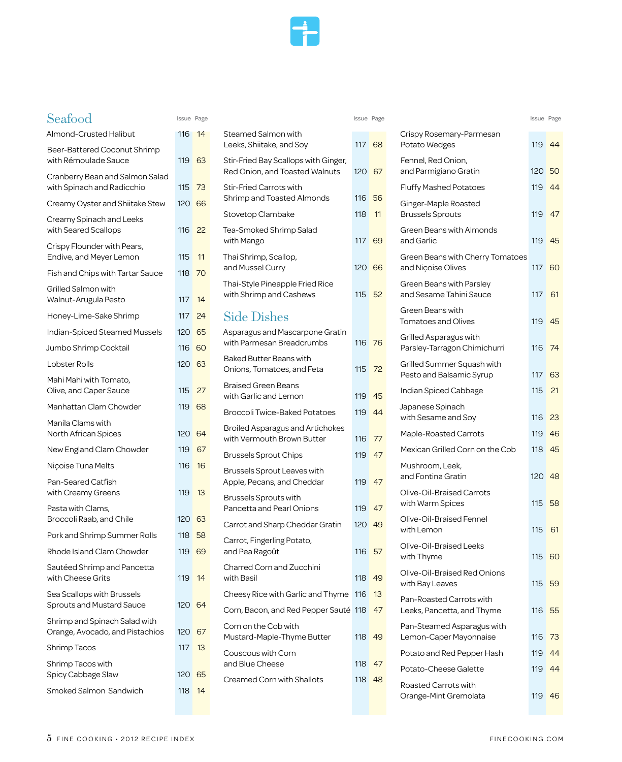## Seafood

| Recipe | Issue | Page |
|---|---|---|
| Almond-Crusted Halibut | 116 | 14 |
| Beer-Battered Coconut Shrimp with Rémoulade Sauce | 119 | 63 |
| Cranberry Bean and Salmon Salad with Spinach and Radicchio | 115 | 73 |
| Creamy Oyster and Shiitake Stew | 120 | 66 |
| Creamy Spinach and Leeks with Seared Scallops | 116 | 22 |
| Crispy Flounder with Pears, Endive, and Meyer Lemon | 115 | 11 |
| Fish and Chips with Tartar Sauce | 118 | 70 |
| Grilled Salmon with Walnut-Arugula Pesto | 117 | 14 |
| Honey-Lime-Sake Shrimp | 117 | 24 |
| Indian-Spiced Steamed Mussels | 120 | 65 |
| Jumbo Shrimp Cocktail | 116 | 60 |
| Lobster Rolls | 120 | 63 |
| Mahi Mahi with Tomato, Olive, and Caper Sauce | 115 | 27 |
| Manhattan Clam Chowder | 119 | 68 |
| Manila Clams with North African Spices | 120 | 64 |
| New England Clam Chowder | 119 | 67 |
| Niçoise Tuna Melts | 116 | 16 |
| Pan-Seared Catfish with Creamy Greens | 119 | 13 |
| Pasta with Clams, Broccoli Raab, and Chile | 120 | 63 |
| Pork and Shrimp Summer Rolls | 118 | 58 |
| Rhode Island Clam Chowder | 119 | 69 |
| Sautéed Shrimp and Pancetta with Cheese Grits | 119 | 14 |
| Sea Scallops with Brussels Sprouts and Mustard Sauce | 120 | 64 |
| Shrimp and Spinach Salad with Orange, Avocado, and Pistachios | 120 | 67 |
| Shrimp Tacos | 117 | 13 |
| Shrimp Tacos with Spicy Cabbage Slaw | 120 | 65 |
| Smoked Salmon Sandwich | 118 | 14 |
| Steamed Salmon with Leeks, Shiitake, and Soy | 117 | 68 |
| Stir-Fried Bay Scallops with Ginger, Red Onion, and Toasted Walnuts | 120 | 67 |
| Stir-Fried Carrots with Shrimp and Toasted Almonds | 116 | 56 |
| Stovetop Clambake | 118 | 11 |
| Tea-Smoked Shrimp Salad with Mango | 117 | 69 |
| Thai Shrimp, Scallop, and Mussel Curry | 120 | 66 |
| Thai-Style Pineapple Fried Rice with Shrimp and Cashews | 115 | 52 |

## Side Dishes

| Recipe | Issue | Page |
|---|---|---|
| Asparagus and Mascarpone Gratin with Parmesan Breadcrumbs | 116 | 76 |
| Baked Butter Beans with Onions, Tomatoes, and Feta | 115 | 72 |
| Braised Green Beans with Garlic and Lemon | 119 | 45 |
| Broccoli Twice-Baked Potatoes | 119 | 44 |
| Broiled Asparagus and Artichokes with Vermouth Brown Butter | 116 | 77 |
| Brussels Sprout Chips | 119 | 47 |
| Brussels Sprout Leaves with Apple, Pecans, and Cheddar | 119 | 47 |
| Brussels Sprouts with Pancetta and Pearl Onions | 119 | 47 |
| Carrot and Sharp Cheddar Gratin | 120 | 49 |
| Carrot, Fingerling Potato, and Pea Ragoût | 116 | 57 |
| Charred Corn and Zucchini with Basil | 118 | 49 |
| Cheesy Rice with Garlic and Thyme | 116 | 13 |
| Corn, Bacon, and Red Pepper Sauté | 118 | 47 |
| Corn on the Cob with Mustard-Maple-Thyme Butter | 118 | 49 |
| Couscous with Corn and Blue Cheese | 118 | 47 |
| Creamed Corn with Shallots | 118 | 48 |
| Crispy Rosemary-Parmesan Potato Wedges | 119 | 44 |
| Fennel, Red Onion, and Parmigiano Gratin | 120 | 50 |
| Fluffy Mashed Potatoes | 119 | 44 |
| Ginger-Maple Roasted Brussels Sprouts | 119 | 47 |
| Green Beans with Almonds and Garlic | 119 | 45 |
| Green Beans with Cherry Tomatoes and Niçoise Olives | 117 | 60 |
| Green Beans with Parsley and Sesame Tahini Sauce | 117 | 61 |
| Green Beans with Tomatoes and Olives | 119 | 45 |
| Grilled Asparagus with Parsley-Tarragon Chimichurri | 116 | 74 |
| Grilled Summer Squash with Pesto and Balsamic Syrup | 117 | 63 |
| Indian Spiced Cabbage | 115 | 21 |
| Japanese Spinach with Sesame and Soy | 116 | 23 |
| Maple-Roasted Carrots | 119 | 46 |
| Mexican Grilled Corn on the Cob | 118 | 45 |
| Mushroom, Leek, and Fontina Gratin | 120 | 48 |
| Olive-Oil-Braised Carrots with Warm Spices | 115 | 58 |
| Olive-Oil-Braised Fennel with Lemon | 115 | 61 |
| Olive-Oil-Braised Leeks with Thyme | 115 | 60 |
| Olive-Oil-Braised Red Onions with Bay Leaves | 115 | 59 |
| Pan-Roasted Carrots with Leeks, Pancetta, and Thyme | 116 | 55 |
| Pan-Steamed Asparagus with Lemon-Caper Mayonnaise | 116 | 73 |
| Potato and Red Pepper Hash | 119 | 44 |
| Potato-Cheese Galette | 119 | 44 |
| Roasted Carrots with Orange-Mint Gremolata | 119 | 46 |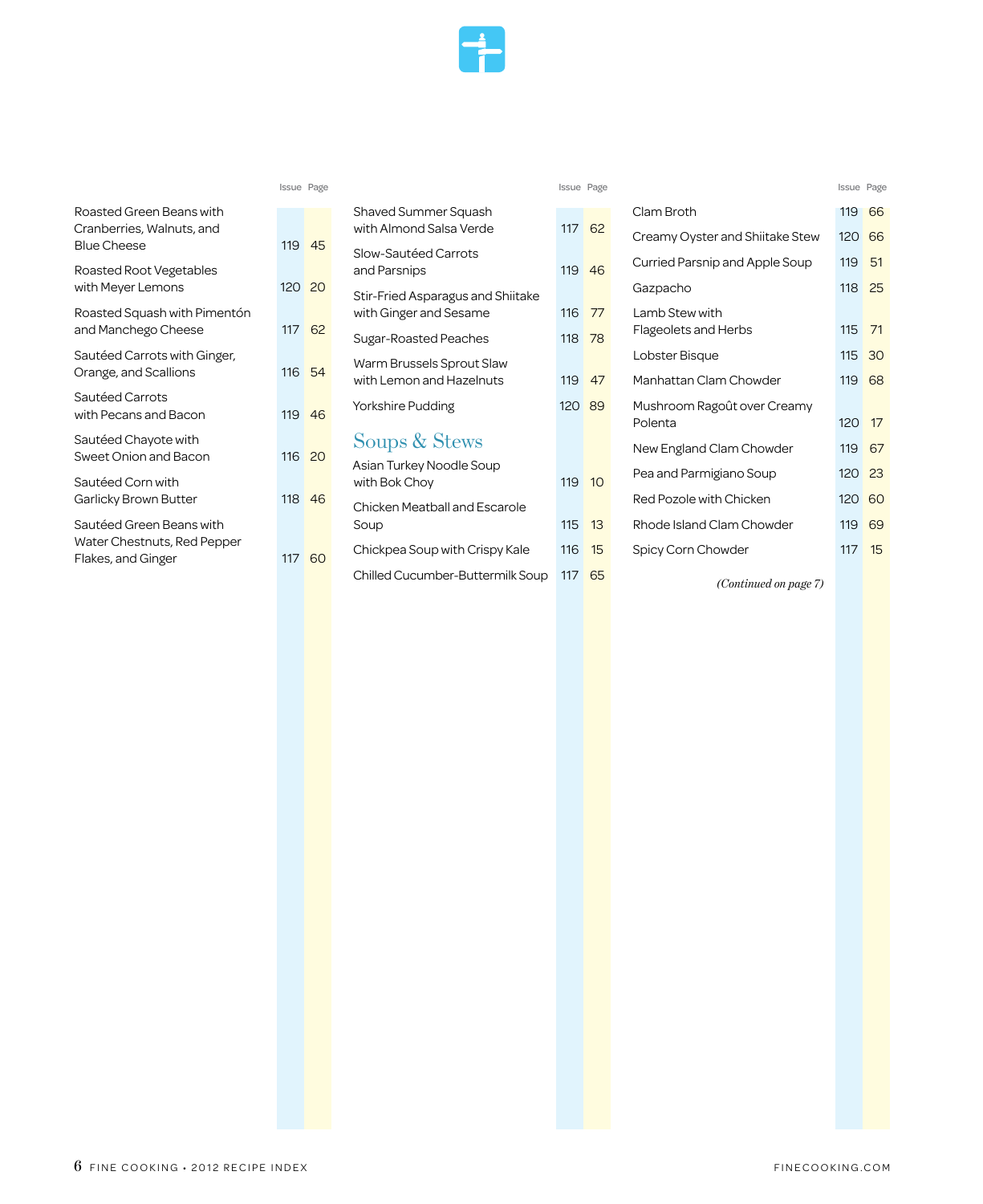| Recipe | Issue | Page |
|---|---|---|
| Roasted Green Beans with Cranberries, Walnuts, and Blue Cheese | 119 | 45 |
| Roasted Root Vegetables with Meyer Lemons | 120 | 20 |
| Roasted Squash with Pimentón and Manchego Cheese | 117 | 62 |
| Sautéed Carrots with Ginger, Orange, and Scallions | 116 | 54 |
| Sautéed Carrots with Pecans and Bacon | 119 | 46 |
| Sautéed Chayote with Sweet Onion and Bacon | 116 | 20 |
| Sautéed Corn with Garlicky Brown Butter | 118 | 46 |
| Sautéed Green Beans with Water Chestnuts, Red Pepper Flakes, and Ginger | 117 | 60 |
| Shaved Summer Squash with Almond Salsa Verde | 117 | 62 |
| Slow-Sautéed Carrots and Parsnips | 119 | 46 |
| Stir-Fried Asparagus and Shiitake with Ginger and Sesame | 116 | 77 |
| Sugar-Roasted Peaches | 118 | 78 |
| Warm Brussels Sprout Slaw with Lemon and Hazelnuts | 119 | 47 |
| Yorkshire Pudding | 120 | 89 |

## Soups & Stews

| Recipe | Issue | Page |
|---|---|---|
| Asian Turkey Noodle Soup with Bok Choy | 119 | 10 |
| Chicken Meatball and Escarole Soup | 115 | 13 |
| Chickpea Soup with Crispy Kale | 116 | 15 |
| Chilled Cucumber-Buttermilk Soup | 117 | 65 |
| Clam Broth | 119 | 66 |
| Creamy Oyster and Shiitake Stew | 120 | 66 |
| Curried Parsnip and Apple Soup | 119 | 51 |
| Gazpacho | 118 | 25 |
| Lamb Stew with Flageolets and Herbs | 115 | 71 |
| Lobster Bisque | 115 | 30 |
| Manhattan Clam Chowder | 119 | 68 |
| Mushroom Ragoût over Creamy Polenta | 120 | 17 |
| New England Clam Chowder | 119 | 67 |
| Pea and Parmigiano Soup | 120 | 23 |
| Red Pozole with Chicken | 120 | 60 |
| Rhode Island Clam Chowder | 119 | 69 |
| Spicy Corn Chowder | 117 | 15 |

*(Continued on page 7)*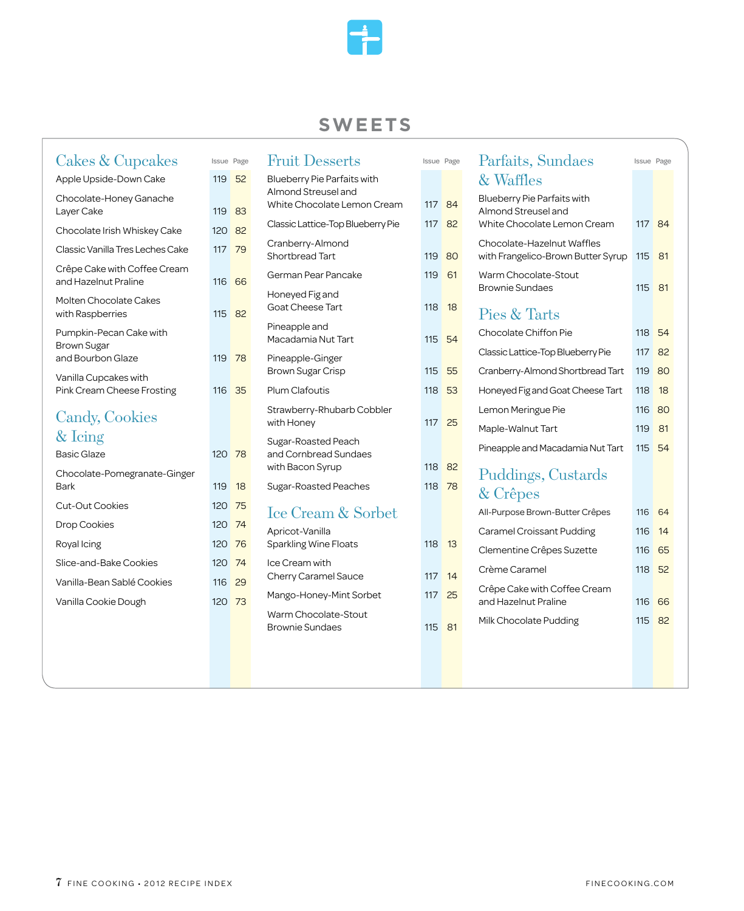# SWEETS

## Cakes & Cupcakes

| | Issue | Page |
|---|---|---|
| Apple Upside-Down Cake | 119 | 52 |
| Chocolate-Honey Ganache Layer Cake | 119 | 83 |
| Chocolate Irish Whiskey Cake | 120 | 82 |
| Classic Vanilla Tres Leches Cake | 117 | 79 |
| Crêpe Cake with Coffee Cream and Hazelnut Praline | 116 | 66 |
| Molten Chocolate Cakes with Raspberries | 115 | 82 |
| Pumpkin-Pecan Cake with Brown Sugar and Bourbon Glaze | 119 | 78 |
| Vanilla Cupcakes with Pink Cream Cheese Frosting | 116 | 35 |

## Candy, Cookies & Icing

| | Issue | Page |
|---|---|---|
| Basic Glaze | 120 | 78 |
| Chocolate-Pomegranate-Ginger Bark | 119 | 18 |
| Cut-Out Cookies | 120 | 75 |
| Drop Cookies | 120 | 74 |
| Royal Icing | 120 | 76 |
| Slice-and-Bake Cookies | 120 | 74 |
| Vanilla-Bean Sablé Cookies | 116 | 29 |
| Vanilla Cookie Dough | 120 | 73 |

## Fruit Desserts

| | Issue | Page |
|---|---|---|
| Blueberry Pie Parfaits with Almond Streusel and White Chocolate Lemon Cream | 117 | 84 |
| Classic Lattice-Top Blueberry Pie | 117 | 82 |
| Cranberry-Almond Shortbread Tart | 119 | 80 |
| German Pear Pancake | 119 | 61 |
| Honeyed Fig and Goat Cheese Tart | 118 | 18 |
| Pineapple and Macadamia Nut Tart | 115 | 54 |
| Pineapple-Ginger Brown Sugar Crisp | 115 | 55 |
| Plum Clafoutis | 118 | 53 |
| Strawberry-Rhubarb Cobbler with Honey | 117 | 25 |
| Sugar-Roasted Peach and Cornbread Sundaes with Bacon Syrup | 118 | 82 |
| Sugar-Roasted Peaches | 118 | 78 |

## Ice Cream & Sorbet

| | Issue | Page |
|---|---|---|
| Apricot-Vanilla Sparkling Wine Floats | 118 | 13 |
| Ice Cream with Cherry Caramel Sauce | 117 | 14 |
| Mango-Honey-Mint Sorbet | 117 | 25 |
| Warm Chocolate-Stout Brownie Sundaes | 115 | 81 |

## Parfaits, Sundaes & Waffles

| | Issue | Page |
|---|---|---|
| Blueberry Pie Parfaits with Almond Streusel and White Chocolate Lemon Cream | 117 | 84 |
| Chocolate-Hazelnut Waffles with Frangelico-Brown Butter Syrup | 115 | 81 |
| Warm Chocolate-Stout Brownie Sundaes | 115 | 81 |

## Pies & Tarts

| | Issue | Page |
|---|---|---|
| Chocolate Chiffon Pie | 118 | 54 |
| Classic Lattice-Top Blueberry Pie | 117 | 82 |
| Cranberry-Almond Shortbread Tart | 119 | 80 |
| Honeyed Fig and Goat Cheese Tart | 118 | 18 |
| Lemon Meringue Pie | 116 | 80 |
| Maple-Walnut Tart | 119 | 81 |
| Pineapple and Macadamia Nut Tart | 115 | 54 |

## Puddings, Custards & Crêpes

| | Issue | Page |
|---|---|---|
| All-Purpose Brown-Butter Crêpes | 116 | 64 |
| Caramel Croissant Pudding | 116 | 14 |
| Clementine Crêpes Suzette | 116 | 65 |
| Crème Caramel | 118 | 52 |
| Crêpe Cake with Coffee Cream and Hazelnut Praline | 116 | 66 |
| Milk Chocolate Pudding | 115 | 82 |